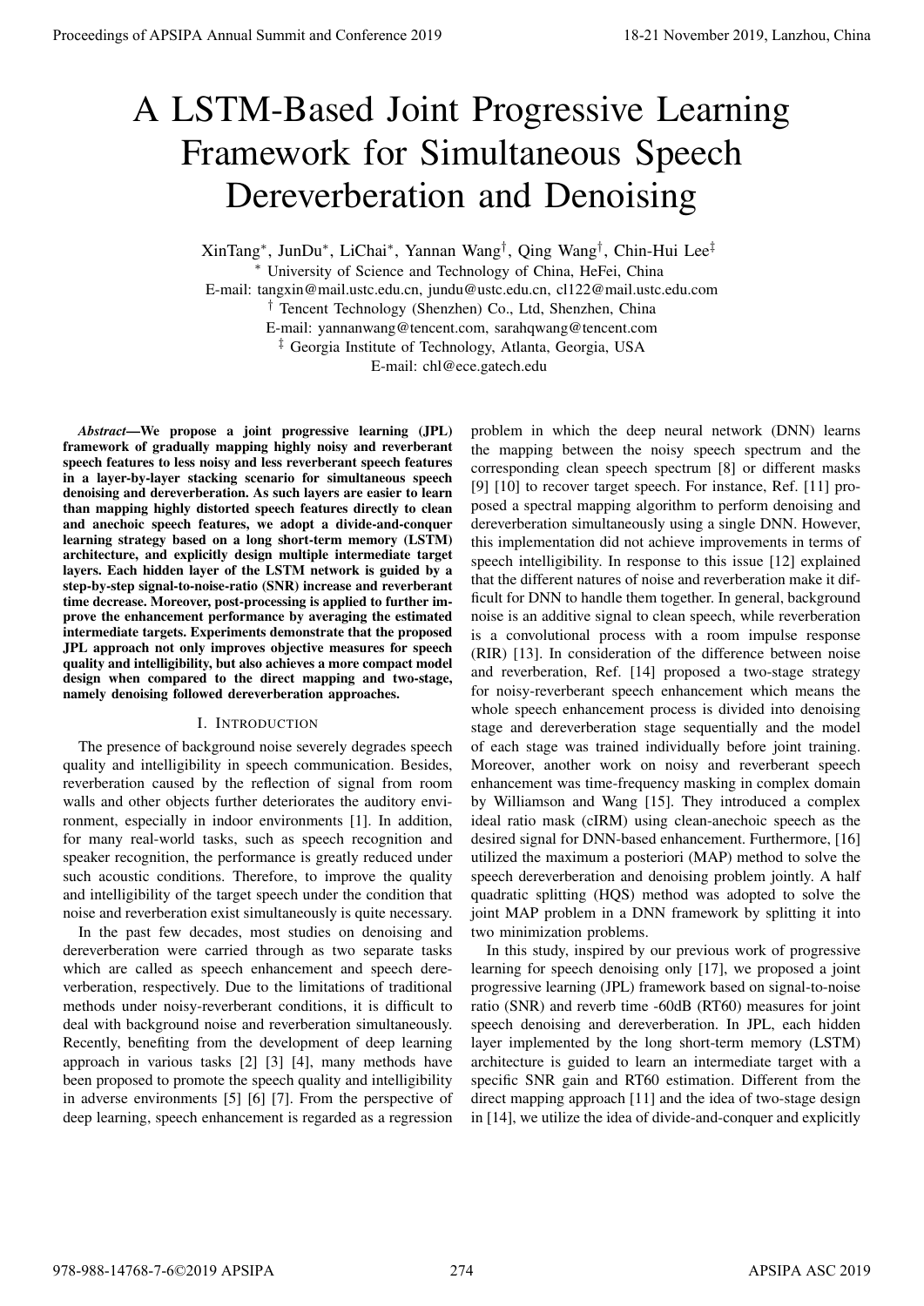# A LSTM-Based Joint Progressive Learning Framework for Simultaneous Speech Dereverberation and Denoising

XinTang*, JunDu*, LiChai*, Yannan Wang†, Qing Wang†, Chin-Hui Lee‡

* University of Science and Technology of China, HeFei, China
E-mail: tangxin@mail.ustc.edu.cn, jundu@ustc.edu.cn, cl122@mail.ustc.edu.com

† Tencent Technology (Shenzhen) Co., Ltd, Shenzhen, China
E-mail: yannanwang@tencent.com, sarahqwang@tencent.com

‡ Georgia Institute of Technology, Atlanta, Georgia, USA
E-mail: chl@ece.gatech.edu

***Abstract*—We propose a joint progressive learning (JPL) framework of gradually mapping highly noisy and reverberant speech features to less noisy and less reverberant speech features in a layer-by-layer stacking scenario for simultaneous speech denoising and dereverberation. As such layers are easier to learn than mapping highly distorted speech features directly to clean and anechoic speech features, we adopt a divide-and-conquer learning strategy based on a long short-term memory (LSTM) architecture, and explicitly design multiple intermediate target layers. Each hidden layer of the LSTM network is guided by a step-by-step signal-to-noise-ratio (SNR) increase and reverberant time decrease. Moreover, post-processing is applied to further improve the enhancement performance by averaging the estimated intermediate targets. Experiments demonstrate that the proposed JPL approach not only improves objective measures for speech quality and intelligibility, but also achieves a more compact model design when compared to the direct mapping and two-stage, namely denoising followed dereverberation approaches.**

## I. Introduction

The presence of background noise severely degrades speech quality and intelligibility in speech communication. Besides, reverberation caused by the reflection of signal from room walls and other objects further deteriorates the auditory environment, especially in indoor environments [1]. In addition, for many real-world tasks, such as speech recognition and speaker recognition, the performance is greatly reduced under such acoustic conditions. Therefore, to improve the quality and intelligibility of the target speech under the condition that noise and reverberation exist simultaneously is quite necessary.

In the past few decades, most studies on denoising and dereverberation were carried through as two separate tasks which are called as speech enhancement and speech dereverberation, respectively. Due to the limitations of traditional methods under noisy-reverberant conditions, it is difficult to deal with background noise and reverberation simultaneously. Recently, benefiting from the development of deep learning approach in various tasks [2] [3] [4], many methods have been proposed to promote the speech quality and intelligibility in adverse environments [5] [6] [7]. From the perspective of deep learning, speech enhancement is regarded as a regression problem in which the deep neural network (DNN) learns the mapping between the noisy speech spectrum and the corresponding clean speech spectrum [8] or different masks [9] [10] to recover target speech. For instance, Ref. [11] proposed a spectral mapping algorithm to perform denoising and dereverberation simultaneously using a single DNN. However, this implementation did not achieve improvements in terms of speech intelligibility. In response to this issue [12] explained that the different natures of noise and reverberation make it difficult for DNN to handle them together. In general, background noise is an additive signal to clean speech, while reverberation is a convolutional process with a room impulse response (RIR) [13]. In consideration of the difference between noise and reverberation, Ref. [14] proposed a two-stage strategy for noisy-reverberant speech enhancement which means the whole speech enhancement process is divided into denoising stage and dereverberation stage sequentially and the model of each stage was trained individually before joint training. Moreover, another work on noisy and reverberant speech enhancement was time-frequency masking in complex domain by Williamson and Wang [15]. They introduced a complex ideal ratio mask (cIRM) using clean-anechoic speech as the desired signal for DNN-based enhancement. Furthermore, [16] utilized the maximum a posteriori (MAP) method to solve the speech dereverberation and denoising problem jointly. A half quadratic splitting (HQS) method was adopted to solve the joint MAP problem in a DNN framework by splitting it into two minimization problems.

In this study, inspired by our previous work of progressive learning for speech denoising only [17], we proposed a joint progressive learning (JPL) framework based on signal-to-noise ratio (SNR) and reverb time -60dB (RT60) measures for joint speech denoising and dereverberation. In JPL, each hidden layer implemented by the long short-term memory (LSTM) architecture is guided to learn an intermediate target with a specific SNR gain and RT60 estimation. Different from the direct mapping approach [11] and the idea of two-stage design in [14], we utilize the idea of divide-and-conquer and explicitly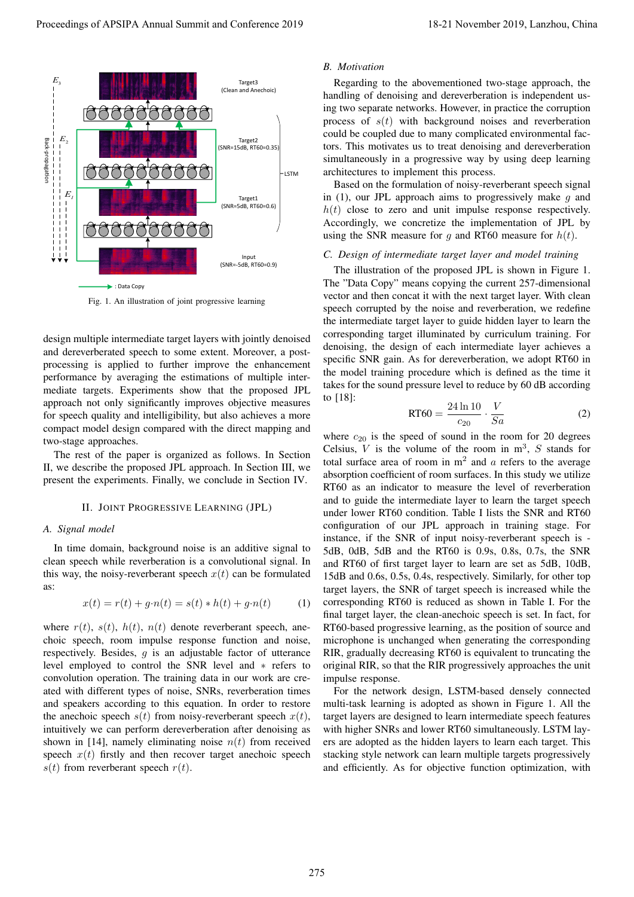Fig. 1. An illustration of joint progressive learning

design multiple intermediate target layers with jointly denoised and dereverberated speech to some extent. Moreover, a post-processing is applied to further improve the enhancement performance by averaging the estimations of multiple intermediate targets. Experiments show that the proposed JPL approach not only significantly improves objective measures for speech quality and intelligibility, but also achieves a more compact model design compared with the direct mapping and two-stage approaches.

The rest of the paper is organized as follows. In Section II, we describe the proposed JPL approach. In Section III, we present the experiments. Finally, we conclude in Section IV.

## II. Joint Progressive Learning (JPL)

### A. Signal model

In time domain, background noise is an additive signal to clean speech while reverberation is a convolutional signal. In this way, the noisy-reverberant speech $x(t)$ can be formulated as:

$$x(t) = r(t) + g \cdot n(t) = s(t) * h(t) + g \cdot n(t) \tag{1}$$

where $r(t)$, $s(t)$, $h(t)$, $n(t)$ denote reverberant speech, anechoic speech, room impulse response function and noise, respectively. Besides, $g$ is an adjustable factor of utterance level employed to control the SNR level and $*$ refers to convolution operation. The training data in our work are created with different types of noise, SNRs, reverberation times and speakers according to this equation. In order to restore the anechoic speech $s(t)$ from noisy-reverberant speech $x(t)$, intuitively we can perform dereverberation after denoising as shown in [14], namely eliminating noise $n(t)$ from received speech $x(t)$ firstly and then recover target anechoic speech $s(t)$ from reverberant speech $r(t)$.

### B. Motivation

Regarding to the abovementioned two-stage approach, the handling of denoising and dereverberation is independent using two separate networks. However, in practice the corruption process of $s(t)$ with background noises and reverberation could be coupled due to many complicated environmental factors. This motivates us to treat denoising and dereverberation simultaneously in a progressive way by using deep learning architectures to implement this process.

Based on the formulation of noisy-reverberant speech signal in (1), our JPL approach aims to progressively make $g$ and $h(t)$ close to zero and unit impulse response respectively. Accordingly, we concretize the implementation of JPL by using the SNR measure for $g$ and RT60 measure for $h(t)$.

### C. Design of intermediate target layer and model training

The illustration of the proposed JPL is shown in Figure 1. The "Data Copy" means copying the current 257-dimensional vector and then concat it with the next target layer. With clean speech corrupted by the noise and reverberation, we redefine the intermediate target layer to guide hidden layer to learn the corresponding target illuminated by curriculum training. For denoising, the design of each intermediate layer achieves a specific SNR gain. As for dereverberation, we adopt RT60 in the model training procedure which is defined as the time it takes for the sound pressure level to reduce by 60 dB according to [18]:

$$\text{RT60} = \frac{24 \ln 10}{c_{20}} \cdot \frac{V}{Sa} \tag{2}$$

where $c_{20}$ is the speed of sound in the room for 20 degrees Celsius, $V$ is the volume of the room in $\text{m}^3$, $S$ stands for total surface area of room in $\text{m}^2$ and $a$ refers to the average absorption coefficient of room surfaces. In this study we utilize RT60 as an indicator to measure the level of reverberation and to guide the intermediate layer to learn the target speech under lower RT60 condition. Table I lists the SNR and RT60 configuration of our JPL approach in training stage. For instance, if the SNR of input noisy-reverberant speech is -5dB, 0dB, 5dB and the RT60 is 0.9s, 0.8s, 0.7s, the SNR and RT60 of first target layer to learn are set as 5dB, 10dB, 15dB and 0.6s, 0.5s, 0.4s, respectively. Similarly, for other top target layers, the SNR of target speech is increased while the corresponding RT60 is reduced as shown in Table I. For the final target layer, the clean-anechoic speech is set. In fact, for RT60-based progressive learning, as the position of source and microphone is unchanged when generating the corresponding RIR, gradually decreasing RT60 is equivalent to truncating the original RIR, so that the RIR progressively approaches the unit impulse response.

For the network design, LSTM-based densely connected multi-task learning is adopted as shown in Figure 1. All the target layers are designed to learn intermediate speech features with higher SNRs and lower RT60 simultaneously. LSTM layers are adopted as the hidden layers to learn each target. This stacking style network can learn multiple targets progressively and efficiently. As for objective function optimization, with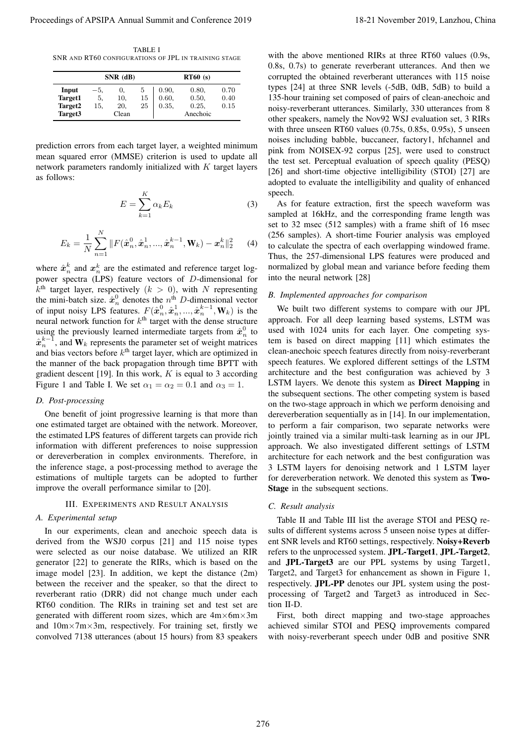TABLE I
SNR AND RT60 CONFIGURATIONS OF JPL IN TRAINING STAGE

| | SNR (dB) | | | RT60 (s) | | |
|---|---|---|---|---|---|---|
| **Input** | −5, | 0, | 5 | 0.90, | 0.80, | 0.70 |
| **Target1** | 5, | 10, | 15 | 0.60, | 0.50, | 0.40 |
| **Target2** | 15, | 20, | 25 | 0.35, | 0.25, | 0.15 |
| **Target3** | | Clean | | | Anechoic | |

prediction errors from each target layer, a weighted minimum mean squared error (MMSE) criterion is used to update all network parameters randomly initialized with $K$ target layers as follows:

$$E = \sum_{k=1}^{K} \alpha_k E_k \tag{3}$$

$$E_k = \frac{1}{N} \sum_{n=1}^{N} \| F(\hat{\boldsymbol{x}}_n^0, \hat{\boldsymbol{x}}_n^1, ..., \hat{\boldsymbol{x}}_n^{k-1}, \mathbf{W}_k) - \boldsymbol{x}_n^k \|_2^2 \tag{4}$$

where $\hat{\boldsymbol{x}}_n^k$ and $\boldsymbol{x}_n^k$ are the estimated and reference target log-power spectra (LPS) feature vectors of $D$-dimensional for $k^{\text{th}}$ target layer, respectively ($k > 0$), with $N$ representing the mini-batch size. $\hat{\boldsymbol{x}}_n^0$ denotes the $n^{\text{th}}$ $D$-dimensional vector of input noisy LPS features. $F(\hat{\boldsymbol{x}}_n^0, \hat{\boldsymbol{x}}_n^1, ..., \hat{\boldsymbol{x}}_n^{k-1}, \mathbf{W}_k)$ is the neural network function for $k^{\text{th}}$ target with the dense structure using the previously learned intermediate targets from $\hat{\boldsymbol{x}}_n^0$ to $\hat{\boldsymbol{x}}_n^{k-1}$, and $\mathbf{W}_k$ represents the parameter set of weight matrices and bias vectors before $k^{\text{th}}$ target layer, which are optimized in the manner of the back propagation through time BPTT with gradient descent [19]. In this work, $K$ is equal to 3 according Figure 1 and Table I. We set $\alpha_1 = \alpha_2 = 0.1$ and $\alpha_3 = 1$.

### D. Post-processing

One benefit of joint progressive learning is that more than one estimated target are obtained with the network. Moreover, the estimated LPS features of different targets can provide rich information with different preferences to noise suppression or dereverberation in complex environments. Therefore, in the inference stage, a post-processing method to average the estimations of multiple targets can be adopted to further improve the overall performance similar to [20].

## III. Experiments and Result Analysis

### A. Experimental setup

In our experiments, clean and anechoic speech data is derived from the WSJ0 corpus [21] and 115 noise types were selected as our noise database. We utilized an RIR generator [22] to generate the RIRs, which is based on the image model [23]. In addition, we kept the distance (2m) between the receiver and the speaker, so that the direct to reverberant ratio (DRR) did not change much under each RT60 condition. The RIRs in training set and test set are generated with different room sizes, which are 4m×6m×3m and 10m×7m×3m, respectively. For training set, firstly we convolved 7138 utterances (about 15 hours) from 83 speakers with the above mentioned RIRs at three RT60 values (0.9s, 0.8s, 0.7s) to generate reverberant utterances. And then we corrupted the obtained reverberant utterances with 115 noise types [24] at three SNR levels (-5dB, 0dB, 5dB) to build a 135-hour training set composed of pairs of clean-anechoic and noisy-reverberant utterances. Similarly, 330 utterances from 8 other speakers, namely the Nov92 WSJ evaluation set, 3 RIRs with three unseen RT60 values (0.75s, 0.85s, 0.95s), 5 unseen noises including babble, buccaneer, factory1, hfchannel and pink from NOISEX-92 corpus [25], were used to construct the test set. Perceptual evaluation of speech quality (PESQ) [26] and short-time objective intelligibility (STOI) [27] are adopted to evaluate the intelligibility and quality of enhanced speech.

As for feature extraction, first the speech waveform was sampled at 16kHz, and the corresponding frame length was set to 32 msec (512 samples) with a frame shift of 16 msec (256 samples). A short-time Fourier analysis was employed to calculate the spectra of each overlapping windowed frame. Thus, the 257-dimensional LPS features were produced and normalized by global mean and variance before feeding them into the neural network [28]

### B. Implemented approaches for comparison

We built two different systems to compare with our JPL approach. For all deep learning based systems, LSTM was used with 1024 units for each layer. One competing system is based on direct mapping [11] which estimates the clean-anechoic speech features directly from noisy-reverberant speech features. We explored different settings of the LSTM architecture and the best configuration was achieved by 3 LSTM layers. We denote this system as **Direct Mapping** in the subsequent sections. The other competing system is based on the two-stage approach in which we perform denoising and dereverberation sequentially as in [14]. In our implementation, to perform a fair comparison, two separate networks were jointly trained via a similar multi-task learning as in our JPL approach. We also investigated different settings of LSTM architecture for each network and the best configuration was 3 LSTM layers for denoising network and 1 LSTM layer for dereverberation network. We denoted this system as **Two-Stage** in the subsequent sections.

### C. Result analysis

Table II and Table III list the average STOI and PESQ results of different systems across 5 unseen noise types at different SNR levels and RT60 settings, respectively. **Noisy+Reverb** refers to the unprocessed system. **JPL-Target1**, **JPL-Target2**, and **JPL-Target3** are our PPL systems by using Target1, Target2, and Target3 for enhancement as shown in Figure 1, respectively. **JPL-PP** denotes our JPL system using the post-processing of Target2 and Target3 as introduced in Section II-D.

First, both direct mapping and two-stage approaches achieved similar STOI and PESQ improvements compared with noisy-reverberant speech under 0dB and positive SNR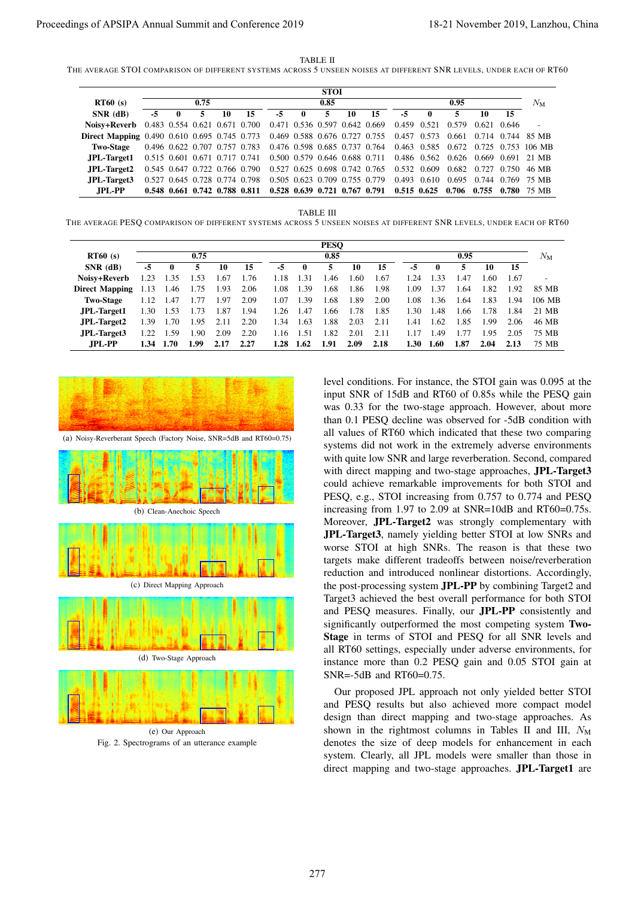TABLE II
THE AVERAGE STOI COMPARISON OF DIFFERENT SYSTEMS ACROSS 5 UNSEEN NOISES AT DIFFERENT SNR LEVELS, UNDER EACH OF RT60

| | STOI | | | | | | | | | | | | | | | |
|---|---|---|---|---|---|---|---|---|---|---|---|---|---|---|---|---|
| **RT60 (s)** | **0.75** | | | | | **0.85** | | | | | **0.95** | | | | | $N_{\text{M}}$ |
| **SNR (dB)** | **-5** | **0** | **5** | **10** | **15** | **-5** | **0** | **5** | **10** | **15** | **-5** | **0** | **5** | **10** | **15** | |
| **Noisy+Reverb** | 0.483 | 0.554 | 0.621 | 0.671 | 0.700 | 0.471 | 0.536 | 0.597 | 0.642 | 0.669 | 0.459 | 0.521 | 0.579 | 0.621 | 0.646 | - |
| **Direct Mapping** | 0.490 | 0.610 | 0.695 | 0.745 | 0.773 | 0.469 | 0.588 | 0.676 | 0.727 | 0.755 | 0.457 | 0.573 | 0.661 | 0.714 | 0.744 | 85 MB |
| **Two-Stage** | 0.496 | 0.622 | 0.707 | 0.757 | 0.783 | 0.476 | 0.598 | 0.685 | 0.737 | 0.764 | 0.463 | 0.585 | 0.672 | 0.725 | 0.753 | 106 MB |
| **JPL-Target1** | 0.515 | 0.601 | 0.671 | 0.717 | 0.741 | 0.500 | 0.579 | 0.646 | 0.688 | 0.711 | 0.486 | 0.562 | 0.626 | 0.669 | 0.691 | 21 MB |
| **JPL-Target2** | 0.545 | 0.647 | 0.722 | 0.766 | 0.790 | 0.527 | 0.625 | 0.698 | 0.742 | 0.765 | 0.532 | 0.609 | 0.682 | 0.727 | 0.750 | 46 MB |
| **JPL-Target3** | 0.527 | 0.645 | 0.728 | 0.774 | 0.798 | 0.505 | 0.623 | 0.709 | 0.755 | 0.779 | 0.493 | 0.610 | 0.695 | 0.744 | 0.769 | 75 MB |
| **JPL-PP** | **0.548** | **0.661** | **0.742** | **0.788** | **0.811** | **0.528** | **0.639** | **0.721** | **0.767** | **0.791** | **0.515** | **0.625** | **0.706** | **0.755** | **0.780** | 75 MB |

TABLE III
THE AVERAGE PESQ COMPARISON OF DIFFERENT SYSTEMS ACROSS 5 UNSEEN NOISES AT DIFFERENT SNR LEVELS, UNDER EACH OF RT60

| | PESQ | | | | | | | | | | | | | | | |
|---|---|---|---|---|---|---|---|---|---|---|---|---|---|---|---|---|
| **RT60 (s)** | **0.75** | | | | | **0.85** | | | | | **0.95** | | | | | $N_{\text{M}}$ |
| **SNR (dB)** | **-5** | **0** | **5** | **10** | **15** | **-5** | **0** | **5** | **10** | **15** | **-5** | **0** | **5** | **10** | **15** | |
| **Noisy+Reverb** | 1.23 | 1.35 | 1.53 | 1.67 | 1.76 | 1.18 | 1.31 | 1.46 | 1.60 | 1.67 | 1.24 | 1.33 | 1.47 | 1.60 | 1.67 | - |
| **Direct Mapping** | 1.13 | 1.46 | 1.75 | 1.93 | 2.06 | 1.08 | 1.39 | 1.68 | 1.86 | 1.98 | 1.09 | 1.37 | 1.64 | 1.82 | 1.92 | 85 MB |
| **Two-Stage** | 1.12 | 1.47 | 1.77 | 1.97 | 2.09 | 1.07 | 1.39 | 1.68 | 1.89 | 2.00 | 1.08 | 1.36 | 1.64 | 1.83 | 1.94 | 106 MB |
| **JPL-Target1** | 1.30 | 1.53 | 1.73 | 1.87 | 1.94 | 1.26 | 1.47 | 1.66 | 1.78 | 1.85 | 1.30 | 1.48 | 1.66 | 1.78 | 1.84 | 21 MB |
| **JPL-Target2** | 1.39 | 1.70 | 1.95 | 2.11 | 2.20 | 1.34 | 1.63 | 1.88 | 2.03 | 2.11 | 1.41 | 1.62 | 1.85 | 1.99 | 2.06 | 46 MB |
| **JPL-Target3** | 1.22 | 1.59 | 1.90 | 2.09 | 2.20 | 1.16 | 1.51 | 1.82 | 2.01 | 2.11 | 1.17 | 1.49 | 1.77 | 1.95 | 2.05 | 75 MB |
| **JPL-PP** | **1.34** | **1.70** | **1.99** | **2.17** | **2.27** | **1.28** | **1.62** | **1.91** | **2.09** | **2.18** | **1.30** | **1.60** | **1.87** | **2.04** | **2.13** | 75 MB |

(a) Noisy-Reverberant Speech (Factory Noise, SNR=5dB and RT60=0.75)

(b) Clean-Anechoic Speech

(c) Direct Mapping Approach

(d) Two-Stage Approach

(e) Our Approach

Fig. 2. Spectrograms of an utterance example

level conditions. For instance, the STOI gain was 0.095 at the input SNR of 15dB and RT60 of 0.85s while the PESQ gain was 0.33 for the two-stage approach. However, about more than 0.1 PESQ decline was observed for -5dB condition with all values of RT60 which indicated that these two comparing systems did not work in the extremely adverse environments with quite low SNR and large reverberation. Second, compared with direct mapping and two-stage approaches, **JPL-Target3** could achieve remarkable improvements for both STOI and PESQ, e.g., STOI increasing from 0.757 to 0.774 and PESQ increasing from 1.97 to 2.09 at SNR=10dB and RT60=0.75s. Moreover, **JPL-Target2** was strongly complementary with **JPL-Target3**, namely yielding better STOI at low SNRs and worse STOI at high SNRs. The reason is that these two targets make different tradeoffs between noise/reverberation reduction and introduced nonlinear distortions. Accordingly, the post-processing system **JPL-PP** by combining Target2 and Target3 achieved the best overall performance for both STOI and PESQ measures. Finally, our **JPL-PP** consistently and significantly outperformed the most competing system **Two-Stage** in terms of STOI and PESQ for all SNR levels and all RT60 settings, especially under adverse environments, for instance more than 0.2 PESQ gain and 0.05 STOI gain at SNR=-5dB and RT60=0.75.

Our proposed JPL approach not only yielded better STOI and PESQ results but also achieved more compact model design than direct mapping and two-stage approaches. As shown in the rightmost columns in Tables II and III, $N_{\text{M}}$ denotes the size of deep models for enhancement in each system. Clearly, all JPL models were smaller than those in direct mapping and two-stage approaches. **JPL-Target1** are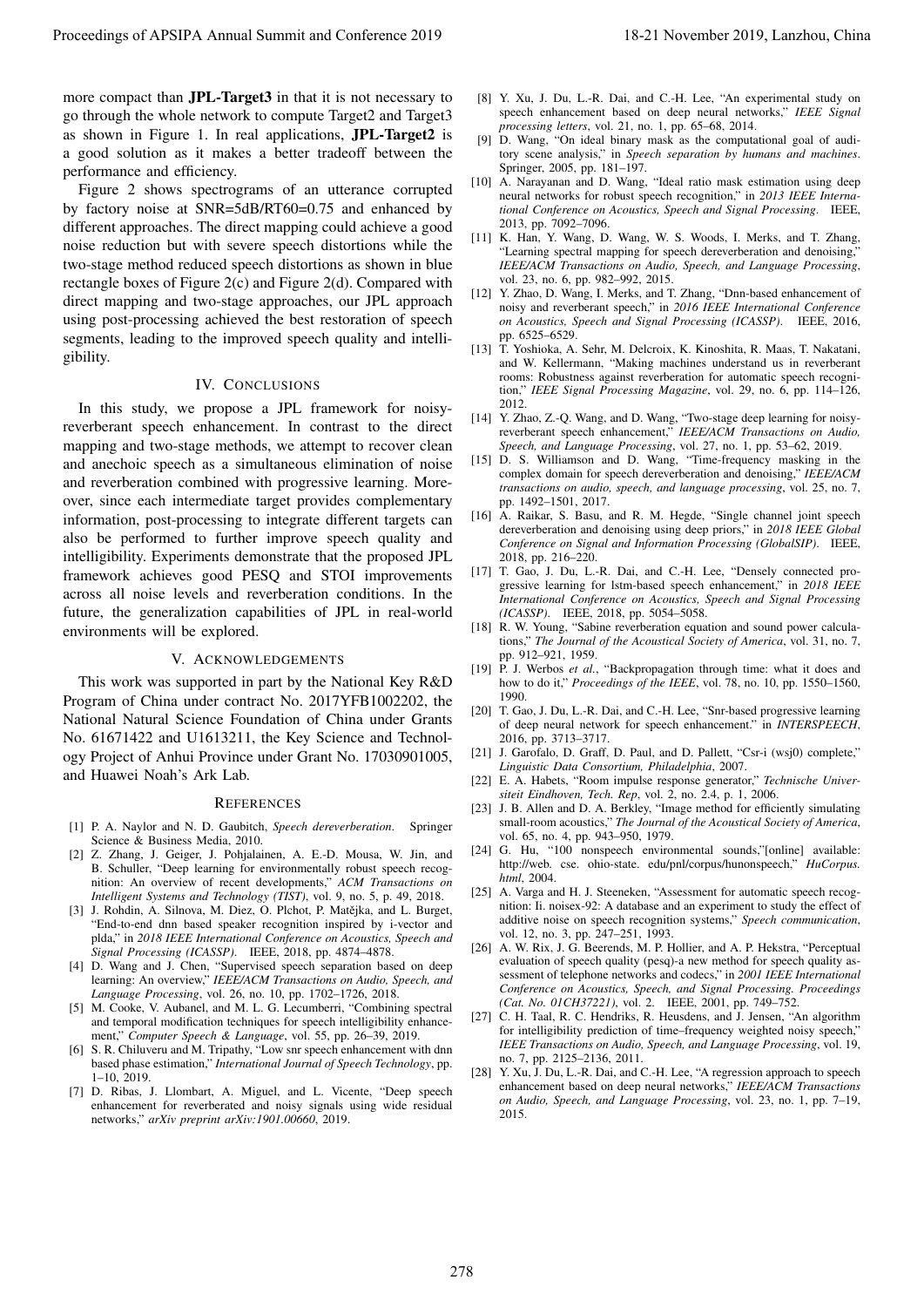more compact than **JPL-Target3** in that it is not necessary to go through the whole network to compute Target2 and Target3 as shown in Figure 1. In real applications, **JPL-Target2** is a good solution as it makes a better tradeoff between the performance and efficiency.

Figure 2 shows spectrograms of an utterance corrupted by factory noise at SNR=5dB/RT60=0.75 and enhanced by different approaches. The direct mapping could achieve a good noise reduction but with severe speech distortions while the two-stage method reduced speech distortions as shown in blue rectangle boxes of Figure 2(c) and Figure 2(d). Compared with direct mapping and two-stage approaches, our JPL approach using post-processing achieved the best restoration of speech segments, leading to the improved speech quality and intelligibility.

## IV. Conclusions

In this study, we propose a JPL framework for noisy-reverberant speech enhancement. In contrast to the direct mapping and two-stage methods, we attempt to recover clean and anechoic speech as a simultaneous elimination of noise and reverberation combined with progressive learning. Moreover, since each intermediate target provides complementary information, post-processing to integrate different targets can also be performed to further improve speech quality and intelligibility. Experiments demonstrate that the proposed JPL framework achieves good PESQ and STOI improvements across all noise levels and reverberation conditions. In the future, the generalization capabilities of JPL in real-world environments will be explored.

## V. Acknowledgements

This work was supported in part by the National Key R&D Program of China under contract No. 2017YFB1002202, the National Natural Science Foundation of China under Grants No. 61671422 and U1613211, the Key Science and Technology Project of Anhui Province under Grant No. 17030901005, and Huawei Noah's Ark Lab.

## References

[1] P. A. Naylor and N. D. Gaubitch, *Speech dereverberation*. Springer Science & Business Media, 2010.

[2] Z. Zhang, J. Geiger, J. Pohjalainen, A. E.-D. Mousa, W. Jin, and B. Schuller, "Deep learning for environmentally robust speech recognition: An overview of recent developments," *ACM Transactions on Intelligent Systems and Technology (TIST)*, vol. 9, no. 5, p. 49, 2018.

[3] J. Rohdin, A. Silnova, M. Diez, O. Plchot, P. Matějka, and L. Burget, "End-to-end dnn based speaker recognition inspired by i-vector and plda," in *2018 IEEE International Conference on Acoustics, Speech and Signal Processing (ICASSP)*. IEEE, 2018, pp. 4874–4878.

[4] D. Wang and J. Chen, "Supervised speech separation based on deep learning: An overview," *IEEE/ACM Transactions on Audio, Speech, and Language Processing*, vol. 26, no. 10, pp. 1702–1726, 2018.

[5] M. Cooke, V. Aubanel, and M. L. G. Lecumberri, "Combining spectral and temporal modification techniques for speech intelligibility enhancement," *Computer Speech & Language*, vol. 55, pp. 26–39, 2019.

[6] S. R. Chiluveru and M. Tripathy, "Low snr speech enhancement with dnn based phase estimation," *International Journal of Speech Technology*, pp. 1–10, 2019.

[7] D. Ribas, J. Llombart, A. Miguel, and L. Vicente, "Deep speech enhancement for reverberated and noisy signals using wide residual networks," *arXiv preprint arXiv:1901.00660*, 2019.

[8] Y. Xu, J. Du, L.-R. Dai, and C.-H. Lee, "An experimental study on speech enhancement based on deep neural networks," *IEEE Signal processing letters*, vol. 21, no. 1, pp. 65–68, 2014.

[9] D. Wang, "On ideal binary mask as the computational goal of auditory scene analysis," in *Speech separation by humans and machines*. Springer, 2005, pp. 181–197.

[10] A. Narayanan and D. Wang, "Ideal ratio mask estimation using deep neural networks for robust speech recognition," in *2013 IEEE International Conference on Acoustics, Speech and Signal Processing*. IEEE, 2013, pp. 7092–7096.

[11] K. Han, Y. Wang, D. Wang, W. S. Woods, I. Merks, and T. Zhang, "Learning spectral mapping for speech dereverberation and denoising," *IEEE/ACM Transactions on Audio, Speech, and Language Processing*, vol. 23, no. 6, pp. 982–992, 2015.

[12] Y. Zhao, D. Wang, I. Merks, and T. Zhang, "Dnn-based enhancement of noisy and reverberant speech," in *2016 IEEE International Conference on Acoustics, Speech and Signal Processing (ICASSP)*. IEEE, 2016, pp. 6525–6529.

[13] T. Yoshioka, A. Sehr, M. Delcroix, K. Kinoshita, R. Maas, T. Nakatani, and W. Kellermann, "Making machines understand us in reverberant rooms: Robustness against reverberation for automatic speech recognition," *IEEE Signal Processing Magazine*, vol. 29, no. 6, pp. 114–126, 2012.

[14] Y. Zhao, Z.-Q. Wang, and D. Wang, "Two-stage deep learning for noisy-reverberant speech enhancement," *IEEE/ACM Transactions on Audio, Speech, and Language Processing*, vol. 27, no. 1, pp. 53–62, 2019.

[15] D. S. Williamson and D. Wang, "Time-frequency masking in the complex domain for speech dereverberation and denoising," *IEEE/ACM transactions on audio, speech, and language processing*, vol. 25, no. 7, pp. 1492–1501, 2017.

[16] A. Raikar, S. Basu, and R. M. Hegde, "Single channel joint speech dereverberation and denoising using deep priors," in *2018 IEEE Global Conference on Signal and Information Processing (GlobalSIP)*. IEEE, 2018, pp. 216–220.

[17] T. Gao, J. Du, L.-R. Dai, and C.-H. Lee, "Densely connected progressive learning for lstm-based speech enhancement," in *2018 IEEE International Conference on Acoustics, Speech and Signal Processing (ICASSP)*. IEEE, 2018, pp. 5054–5058.

[18] R. W. Young, "Sabine reverberation equation and sound power calculations," *The Journal of the Acoustical Society of America*, vol. 31, no. 7, pp. 912–921, 1959.

[19] P. J. Werbos *et al.*, "Backpropagation through time: what it does and how to do it," *Proceedings of the IEEE*, vol. 78, no. 10, pp. 1550–1560, 1990.

[20] T. Gao, J. Du, L.-R. Dai, and C.-H. Lee, "Snr-based progressive learning of deep neural network for speech enhancement." in *INTERSPEECH*, 2016, pp. 3713–3717.

[21] J. Garofalo, D. Graff, D. Paul, and D. Pallett, "Csr-i (wsj0) complete," *Linguistic Data Consortium, Philadelphia*, 2007.

[22] E. A. Habets, "Room impulse response generator," *Technische Universiteit Eindhoven, Tech. Rep*, vol. 2, no. 2.4, p. 1, 2006.

[23] J. B. Allen and D. A. Berkley, "Image method for efficiently simulating small-room acoustics," *The Journal of the Acoustical Society of America*, vol. 65, no. 4, pp. 943–950, 1979.

[24] G. Hu, "100 nonspeech environmental sounds,"[online] available: http://web. cse. ohio-state. edu/pnl/corpus/hunonspeech," *HuCorpus. html*, 2004.

[25] A. Varga and H. J. Steeneken, "Assessment for automatic speech recognition: Ii. noisex-92: A database and an experiment to study the effect of additive noise on speech recognition systems," *Speech communication*, vol. 12, no. 3, pp. 247–251, 1993.

[26] A. W. Rix, J. G. Beerends, M. P. Hollier, and A. P. Hekstra, "Perceptual evaluation of speech quality (pesq)-a new method for speech quality assessment of telephone networks and codecs," in *2001 IEEE International Conference on Acoustics, Speech, and Signal Processing. Proceedings (Cat. No. 01CH37221)*, vol. 2. IEEE, 2001, pp. 749–752.

[27] C. H. Taal, R. C. Hendriks, R. Heusdens, and J. Jensen, "An algorithm for intelligibility prediction of time–frequency weighted noisy speech," *IEEE Transactions on Audio, Speech, and Language Processing*, vol. 19, no. 7, pp. 2125–2136, 2011.

[28] Y. Xu, J. Du, L.-R. Dai, and C.-H. Lee, "A regression approach to speech enhancement based on deep neural networks," *IEEE/ACM Transactions on Audio, Speech, and Language Processing*, vol. 23, no. 1, pp. 7–19, 2015.